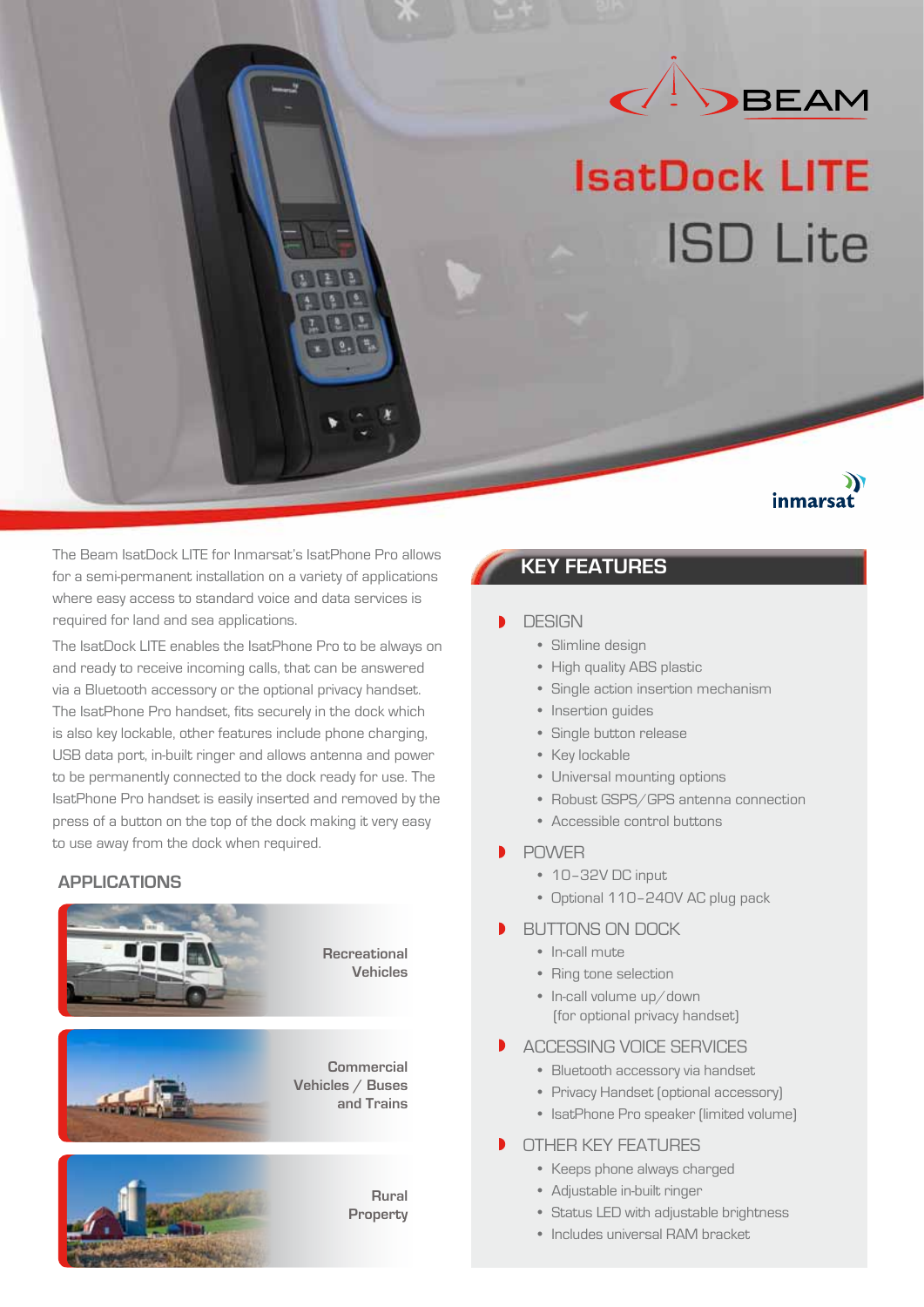BEAM

# IsatDock LITE

## ISD Lite

inmarsat

The Beam IsatDock LITE for Inmarsat's IsatPhone Pro allows for a semi-permanent installation on a variety of applications where easy access to standard voice and data services is required for land and sea applications.

The IsatDock LITE enables the IsatPhone Pro to be always on and ready to receive incoming calls, that can be answered via a Bluetooth accessory or the optional privacy handset. The IsatPhone Pro handset, fits securely in the dock which is also key lockable, other features include phone charging, USB data port, in-built ringer and allows antenna and power to be permanently connected to the dock ready for use. The IsatPhone Pro handset is easily inserted and removed by the press of a button on the top of the dock making it very easy to use away from the dock when required.

### APPLICATIONS

**Recreational Vehicles**

**Commercial Vehicles / Buses and Trains**

**Rural Property**

## KEY FEATURES

### DESIGN

- Slimline design
- High quality ABS plastic
- Single action insertion mechanism
- Insertion guides
- Single button release
- Key lockable
- Universal mounting options
- Robust GSPS/GPS antenna connection
- Accessible control buttons

### POWER

- 10-32V DC input
- Optional 110-240V AC plug pack

### BUTTONS ON DOCK

- In-call mute
- Ring tone selection
- In-call volume up/down (for optional privacy handset)

### ACCESSING VOICE SERVICES

- Bluetooth accessory via handset
- Privacy Handset (optional accessory)
- IsatPhone Pro speaker (limited volume)

### OTHER KEY FEATURES

- Keeps phone always charged
- Adjustable in-built ringer
- Status LED with adjustable brightness
- Includes universal RAM bracket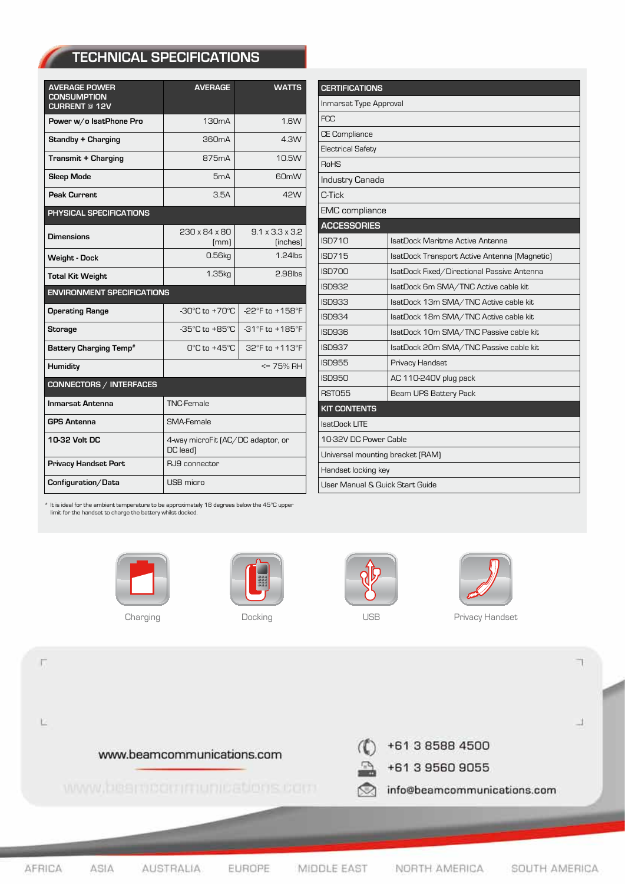# TECHNICAL SPECIFICATIONS

| AVERAGE POWER CONSUMPTION CURRENT @ 12V | AVERAGE | WATTS |
|---|---|---|
| Power w/o IsatPhone Pro | 130mA | 1.6W |
| Standby + Charging | 360mA | 4.3W |
| Transmit + Charging | 875mA | 10.5W |
| Sleep Mode | 5mA | 60mW |
| Peak Current | 3.5A | 42W |
| **PHYSICAL SPECIFICATIONS** | | |
| Dimensions | 230 x 84 x 80 (mm) | 9.1 x 3.3 x 3.2 (inches) |
| Weight - Dock | 0.56kg | 1.24lbs |
| Total Kit Weight | 1.35kg | 2.98lbs |
| **ENVIRONMENT SPECIFICATIONS** | | |
| Operating Range | -30°C to +70°C | -22°F to +158°F |
| Storage | -35°C to +85°C | -31°F to +185°F |
| Battery Charging Temp# | 0°C to +45°C | 32°F to +113°F |
| Humidity | | <= 75% RH |
| **CONNECTORS / INTERFACES** | | |
| Inmarsat Antenna | TNC-Female | |
| GPS Antenna | SMA-Female | |
| 10-32 Volt DC | 4-way microFit (AC/DC adaptor, or DC lead) | |
| Privacy Handset Port | RJ9 connector | |
| Configuration/Data | USB micro | |

# It is ideal for the ambient temperature to be approximately 18 degrees below the 45°C upper limit for the handset to charge the battery whilst docked.

| CERTIFICATIONS | |
|---|---|
| Inmarsat Type Approval | |
| FCC | |
| CE Compliance | |
| Electrical Safety | |
| RoHS | |
| Industry Canada | |
| C-Tick | |
| EMC compliance | |
| **ACCESSORIES** | |
| ISD710 | IsatDock Maritme Active Antenna |
| ISD715 | IsatDock Transport Active Antenna (Magnetic) |
| ISD700 | IsatDock Fixed/Directional Passive Antenna |
| ISD932 | IsatDock 6m SMA/TNC Active cable kit |
| ISD933 | IsatDock 13m SMA/TNC Active cable kit |
| ISD934 | IsatDock 18m SMA/TNC Active cable kit |
| ISD936 | IsatDock 10m SMA/TNC Passive cable kit |
| ISD937 | IsatDock 20m SMA/TNC Passive cable kit |
| ISD955 | Privacy Handset |
| ISD950 | AC 110-240V plug pack |
| RST055 | Beam UPS Battery Pack |
| **KIT CONTENTS** | |
| IsatDock LITE | |
| 10-32V DC Power Cable | |
| Universal mounting bracket (RAM) | |
| Handset locking key | |
| User Manual & Quick Start Guide | |

Charging

Docking

USB

Privacy Handset

www.beamcommunications.com

+61 3 8588 4500

+61 3 9560 9055

info@beamcommunications.com

AFRICA ASIA AUSTRALIA EUROPE MIDDLE EAST NORTH AMERICA SOUTH AMERICA